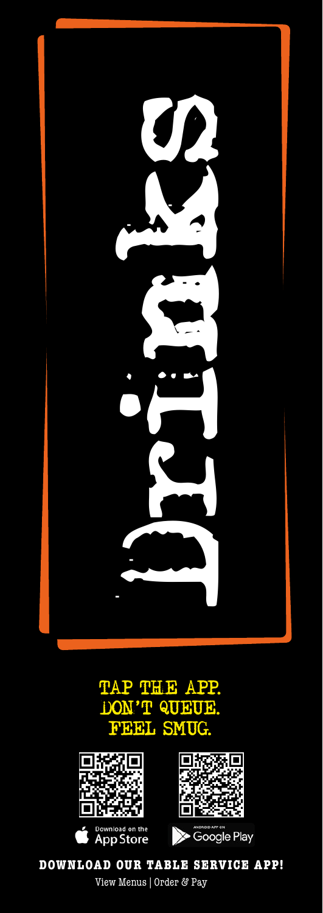# Drinks

TAP THE APP.
DON'T QUEUE.
FEEL SMUG.

Download on the App Store

Android App on Google Play

**DOWNLOAD OUR TABLE SERVICE APP!**

View Menus | Order & Pay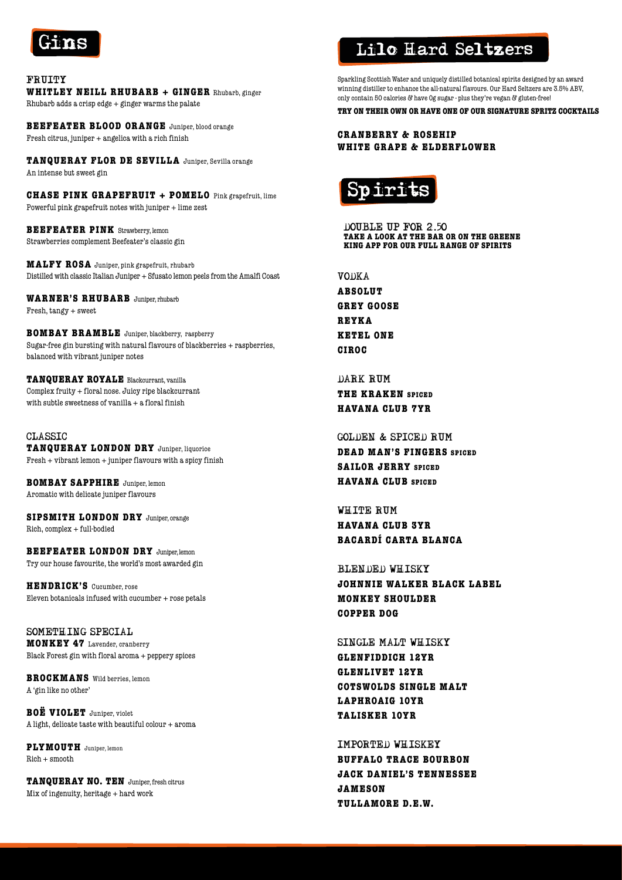# Gins

## FRUITY

**WHITLEY NEILL RHUBARB + GINGER** Rhubarb, ginger
Rhubarb adds a crisp edge + ginger warms the palate

**BEEFEATER BLOOD ORANGE** Juniper, blood orange
Fresh citrus, juniper + angelica with a rich finish

**TANQUERAY FLOR DE SEVILLA** Juniper, Sevilla orange
An intense but sweet gin

**CHASE PINK GRAPEFRUIT + POMELO** Pink grapefruit, lime
Powerful pink grapefruit notes with juniper + lime zest

**BEEFEATER PINK** Strawberry, lemon
Strawberries complement Beefeater's classic gin

**MALFY ROSA** Juniper, pink grapefruit, rhubarb
Distilled with classic Italian Juniper + Sfusato lemon peels from the Amalfi Coast

**WARNER'S RHUBARB** Juniper, rhubarb
Fresh, tangy + sweet

**BOMBAY BRAMBLE** Juniper, blackberry, raspberry
Sugar-free gin bursting with natural flavours of blackberries + raspberries, balanced with vibrant juniper notes

**TANQUERAY ROYALE** Blackcurrant, vanilla
Complex fruity + floral nose. Juicy ripe blackcurrant with subtle sweetness of vanilla + a floral finish

## CLASSIC

**TANQUERAY LONDON DRY** Juniper, liquorice
Fresh + vibrant lemon + juniper flavours with a spicy finish

**BOMBAY SAPPHIRE** Juniper, lemon
Aromatic with delicate juniper flavours

**SIPSMITH LONDON DRY** Juniper, orange
Rich, complex + full-bodied

**BEEFEATER LONDON DRY** Juniper, lemon
Try our house favourite, the world's most awarded gin

**HENDRICK'S** Cucumber, rose
Eleven botanicals infused with cucumber + rose petals

## SOMETHING SPECIAL

**MONKEY 47** Lavender, cranberry
Black Forest gin with floral aroma + peppery spices

**BROCKMANS** Wild berries, lemon
A 'gin like no other'

**BOË VIOLET** Juniper, violet
A light, delicate taste with beautiful colour + aroma

**PLYMOUTH** Juniper, lemon
Rich + smooth

**TANQUERAY NO. TEN** Juniper, fresh citrus
Mix of ingenuity, heritage + hard work

# Lilo Hard Seltzers

Sparkling Scottish Water and uniquely distilled botanical spirits designed by an award winning distiller to enhance the all-natural flavours. Our Hard Seltzers are 3.5% ABV, only contain 50 calories & have 0g sugar - plus they're vegan & gluten-free!

**TRY ON THEIR OWN OR HAVE ONE OF OUR SIGNATURE SPRITZ COCKTAILS**

**CRANBERRY & ROSEHIP**
**WHITE GRAPE & ELDERFLOWER**

# Spirits

DOUBLE UP FOR 2.50
**TAKE A LOOK AT THE BAR OR ON THE GREENE KING APP FOR OUR FULL RANGE OF SPIRITS**

## VODKA

**ABSOLUT**
**GREY GOOSE**
**REYKA**
**KETEL ONE**
**CIROC**

## DARK RUM

**THE KRAKEN SPICED**
**HAVANA CLUB 7YR**

## GOLDEN & SPICED RUM

**DEAD MAN'S FINGERS SPICED**
**SAILOR JERRY SPICED**
**HAVANA CLUB SPICED**

## WHITE RUM

**HAVANA CLUB 3YR**
**BACARDÍ CARTA BLANCA**

## BLENDED WHISKY

**JOHNNIE WALKER BLACK LABEL**
**MONKEY SHOULDER**
**COPPER DOG**

## SINGLE MALT WHISKY

**GLENFIDDICH 12YR**
**GLENLIVET 12YR**
**COTSWOLDS SINGLE MALT**
**LAPHROAIG 10YR**
**TALISKER 10YR**

## IMPORTED WHISKEY

**BUFFALO TRACE BOURBON**
**JACK DANIEL'S TENNESSEE**
**JAMESON**
**TULLAMORE D.E.W.**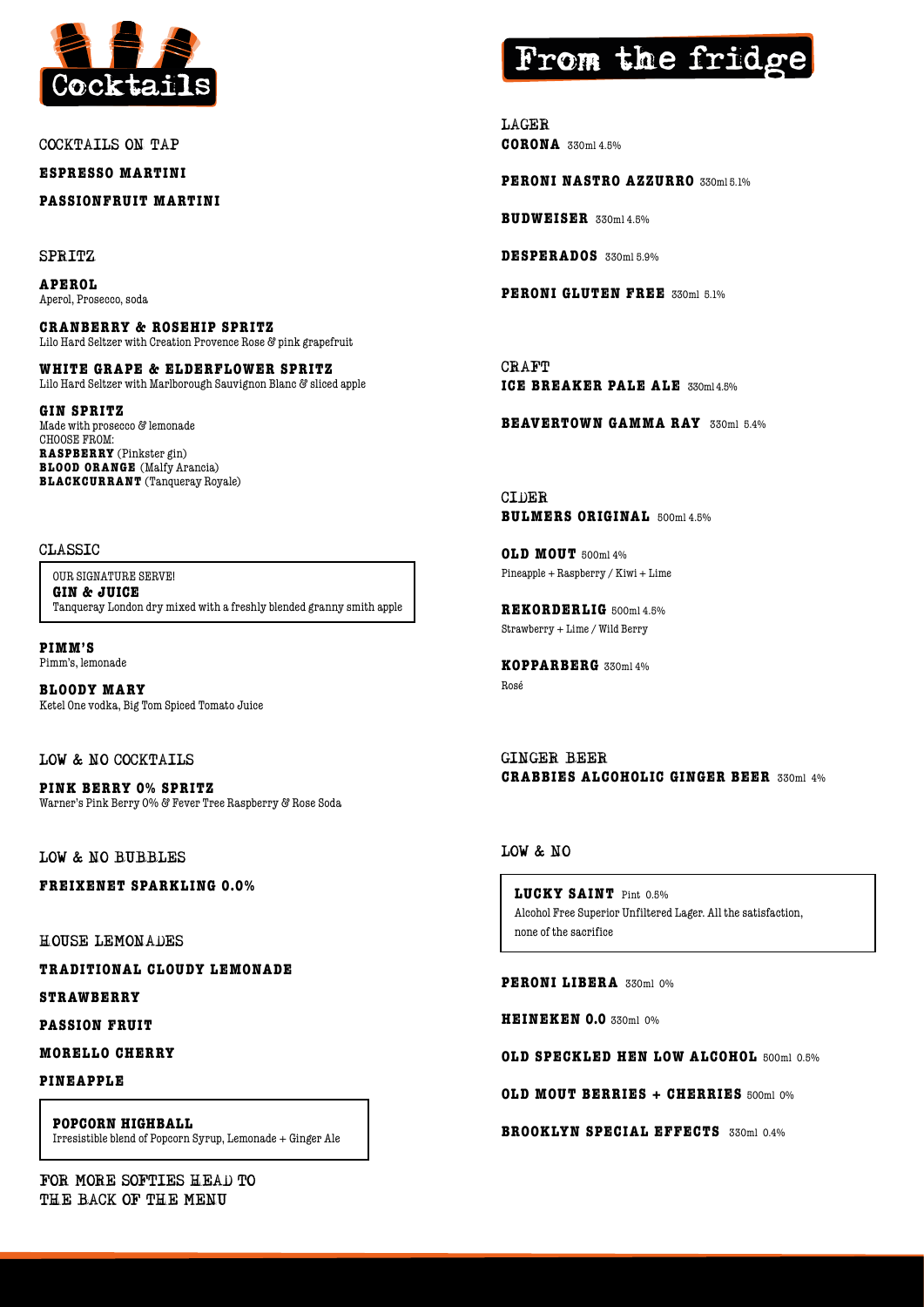# Cocktails

## COCKTAILS ON TAP

**ESPRESSO MARTINI**

**PASSIONFRUIT MARTINI**

## SPRITZ

**APEROL**
Aperol, Prosecco, soda

**CRANBERRY & ROSEHIP SPRITZ**
Lilo Hard Seltzer with Creation Provence Rose & pink grapefruit

**WHITE GRAPE & ELDERFLOWER SPRITZ**
Lilo Hard Seltzer with Marlborough Sauvignon Blanc & sliced apple

**GIN SPRITZ**
Made with prosecco & lemonade
CHOOSE FROM:
**RASPBERRY** (Pinkster gin)
**BLOOD ORANGE** (Malfy Arancia)
**BLACKCURRANT** (Tanqueray Royale)

## CLASSIC

OUR SIGNATURE SERVE!
**GIN & JUICE**
Tanqueray London dry mixed with a freshly blended granny smith apple

**PIMM'S**
Pimm's, lemonade

**BLOODY MARY**
Ketel One vodka, Big Tom Spiced Tomato Juice

## LOW & NO COCKTAILS

**PINK BERRY 0% SPRITZ**
Warner's Pink Berry 0% & Fever Tree Raspberry & Rose Soda

## LOW & NO BUBBLES

**FREIXENET SPARKLING 0.0%**

## HOUSE LEMONADES

**TRADITIONAL CLOUDY LEMONADE**

**STRAWBERRY**

**PASSION FRUIT**

**MORELLO CHERRY**

**PINEAPPLE**

**POPCORN HIGHBALL**
Irresistible blend of Popcorn Syrup, Lemonade + Ginger Ale

FOR MORE SOFTIES HEAD TO THE BACK OF THE MENU

# From the fridge

## LAGER

**CORONA** 330ml 4.5%

**PERONI NASTRO AZZURRO** 330ml 5.1%

**BUDWEISER** 330ml 4.5%

**DESPERADOS** 330ml 5.9%

**PERONI GLUTEN FREE** 330ml 5.1%

## CRAFT

**ICE BREAKER PALE ALE** 330ml 4.5%

**BEAVERTOWN GAMMA RAY** 330ml 5.4%

## CIDER

**BULMERS ORIGINAL** 500ml 4.5%

**OLD MOUT** 500ml 4%
Pineapple + Raspberry / Kiwi + Lime

**REKORDERLIG** 500ml 4.5%
Strawberry + Lime / Wild Berry

**KOPPARBERG** 330ml 4%
Rosé

## GINGER BEER

**CRABBIES ALCOHOLIC GINGER BEER** 330ml 4%

## LOW & NO

**LUCKY SAINT** Pint 0.5%
Alcohol Free Superior Unfiltered Lager. All the satisfaction, none of the sacrifice

**PERONI LIBERA** 330ml 0%

**HEINEKEN 0.0** 330ml 0%

**OLD SPECKLED HEN LOW ALCOHOL** 500ml 0.5%

**OLD MOUT BERRIES + CHERRIES** 500ml 0%

**BROOKLYN SPECIAL EFFECTS** 330ml 0.4%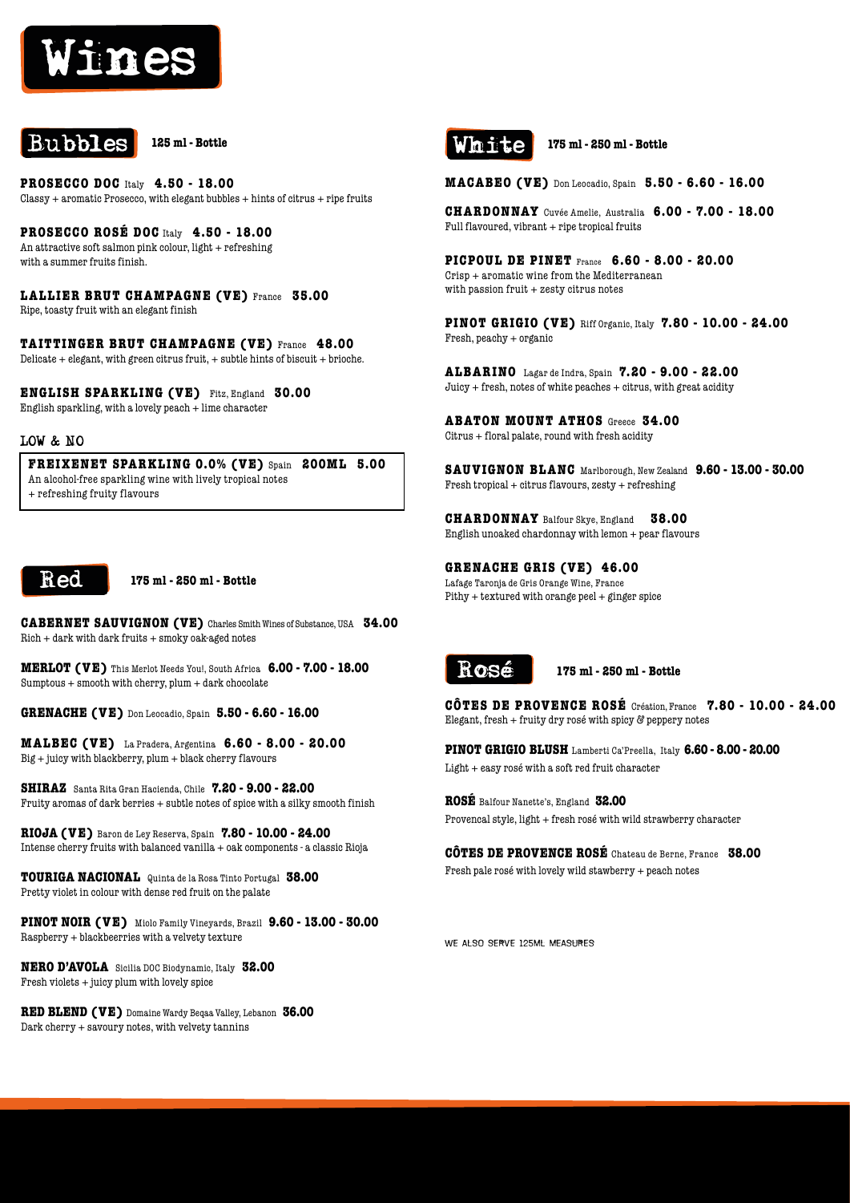# Wines

## Bubbles

125 ml - Bottle

**PROSECCO DOC** Italy **4.50 - 18.00**
Classy + aromatic Prosecco, with elegant bubbles + hints of citrus + ripe fruits

**PROSECCO ROSÉ DOC** Italy **4.50 - 18.00**
An attractive soft salmon pink colour, light + refreshing with a summer fruits finish.

**LALLIER BRUT CHAMPAGNE (VE)** France **35.00**
Ripe, toasty fruit with an elegant finish

**TAITTINGER BRUT CHAMPAGNE (VE)** France **48.00**
Delicate + elegant, with green citrus fruit, + subtle hints of biscuit + brioche.

**ENGLISH SPARKLING (VE)** Fitz, England **30.00**
English sparkling, with a lovely peach + lime character

### LOW & NO

**FREIXENET SPARKLING 0.0% (VE)** Spain **200ML 5.00**
An alcohol-free sparkling wine with lively tropical notes + refreshing fruity flavours

## Red

175 ml - 250 ml - Bottle

**CABERNET SAUVIGNON (VE)** Charles Smith Wines of Substance, USA **34.00**
Rich + dark with dark fruits + smoky oak-aged notes

**MERLOT (VE)** This Merlot Needs You!, South Africa **6.00 - 7.00 - 18.00**
Sumptous + smooth with cherry, plum + dark chocolate

**GRENACHE (VE)** Don Leocadio, Spain **5.50 - 6.60 - 16.00**

**MALBEC (VE)** La Pradera, Argentina **6.60 - 8.00 - 20.00**
Big + juicy with blackberry, plum + black cherry flavours

**SHIRAZ** Santa Rita Gran Hacienda, Chile **7.20 - 9.00 - 22.00**
Fruity aromas of dark berries + subtle notes of spice with a silky smooth finish

**RIOJA (VE)** Baron de Ley Reserva, Spain **7.80 - 10.00 - 24.00**
Intense cherry fruits with balanced vanilla + oak components - a classic Rioja

**TOURIGA NACIONAL** Quinta de la Rosa Tinto Portugal **38.00**
Pretty violet in colour with dense red fruit on the palate

**PINOT NOIR (VE)** Miolo Family Vineyards, Brazil **9.60 - 13.00 - 30.00**
Raspberry + blackbeerries with a velvety texture

**NERO D'AVOLA** Sicilia DOC Biodynamic, Italy **32.00**
Fresh violets + juicy plum with lovely spice

**RED BLEND (VE)** Domaine Wardy Beqaa Valley, Lebanon **36.00**
Dark cherry + savoury notes, with velvety tannins

## White

175 ml - 250 ml - Bottle

**MACABEO (VE)** Don Leocadio, Spain **5.50 - 6.60 - 16.00**

**CHARDONNAY** Cuvée Amelie, Australia **6.00 - 7.00 - 18.00**
Full flavoured, vibrant + ripe tropical fruits

**PICPOUL DE PINET** France **6.60 - 8.00 - 20.00**
Crisp + aromatic wine from the Mediterranean with passion fruit + zesty citrus notes

**PINOT GRIGIO (VE)** Riff Organic, Italy **7.80 - 10.00 - 24.00**
Fresh, peachy + organic

**ALBARINO** Lagar de Indra, Spain **7.20 - 9.00 - 22.00**
Juicy + fresh, notes of white peaches + citrus, with great acidity

**ABATON MOUNT ATHOS** Greece **34.00**
Citrus + floral palate, round with fresh acidity

**SAUVIGNON BLANC** Marlborough, New Zealand **9.60 - 13.00 - 30.00**
Fresh tropical + citrus flavours, zesty + refreshing

**CHARDONNAY** Balfour Skye, England **38.00**
English unoaked chardonnay with lemon + pear flavours

**GRENACHE GRIS (VE) 46.00**
Lafage Taronja de Gris Orange Wine, France
Pithy + textured with orange peel + ginger spice

## Rosé

175 ml - 250 ml - Bottle

**CÔTES DE PROVENCE ROSÉ** Création, France **7.80 - 10.00 - 24.00**
Elegant, fresh + fruity dry rosé with spicy & peppery notes

**PINOT GRIGIO BLUSH** Lamberti Ca'Preella, Italy **6.60 - 8.00 - 20.00**
Light + easy rosé with a soft red fruit character

**ROSÉ** Balfour Nanette's, England **32.00**
Provencal style, light + fresh rosé with wild strawberry character

**CÔTES DE PROVENCE ROSÉ** Chateau de Berne, France **38.00**
Fresh pale rosé with lovely wild stawberry + peach notes

WE ALSO SERVE 125ML MEASURES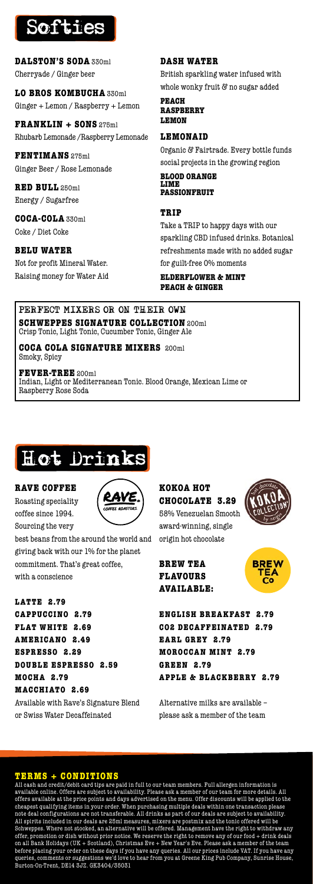# Softies

**DALSTON'S SODA** 330ml
Cherryade / Ginger beer

**LO BROS KOMBUCHA** 330ml
Ginger + Lemon / Raspberry + Lemon

**FRANKLIN + SONS** 275ml
Rhubarb Lemonade /Raspberry Lemonade

**FENTIMANS** 275ml
Ginger Beer / Rose Lemonade

**RED BULL** 250ml
Energy / Sugarfree

**COCA-COLA** 330ml
Coke / Diet Coke

**BELU WATER**
Not for profit Mineral Water.
Raising money for Water Aid

**DASH WATER**
British sparkling water infused with whole wonky fruit & no sugar added

**PEACH**
**RASPBERRY**
**LEMON**

**LEMONAID**
Organic & Fairtrade. Every bottle funds social projects in the growing region

**BLOOD ORANGE**
**LIME**
**PASSIONFRUIT**

**TRIP**
Take a TRIP to happy days with our sparkling CBD infused drinks. Botanical refreshments made with no added sugar for guilt-free 0% moments

**ELDERFLOWER & MINT**
**PEACH & GINGER**

PERFECT MIXERS OR ON THEIR OWN

**SCHWEPPES SIGNATURE COLLECTION** 200ml
Crisp Tonic, Light Tonic, Cucumber Tonic, Ginger Ale

**COCA COLA SIGNATURE MIXERS** 200ml
Smoky, Spicy

**FEVER-TREE** 200ml
Indian, Light or Mediterranean Tonic. Blood Orange, Mexican Lime or Raspberry Rose Soda

# Hot Drinks

**RAVE COFFEE**
Roasting speciality coffee since 1994. Sourcing the very best beans from the around the world and giving back with our 1% for the planet commitment. That's great coffee, with a conscience

**LATTE 2.79**
**CAPPUCCINO 2.79**
**FLAT WHITE 2.69**
**AMERICANO 2.49**
**ESPRESSO 2.29**
**DOUBLE ESPRESSO 2.59**
**MOCHA 2.79**
**MACCHIATO 2.69**

Available with Rave's Signature Blend or Swiss Water Decaffeinated

**KOKOA HOT CHOCOLATE 3.29**
58% Venezuelan Smooth award-winning, single origin hot chocolate

**BREW TEA FLAVOURS AVAILABLE:**

**ENGLISH BREAKFAST 2.79**
**CO2 DECAFFEINATED 2.79**
**EARL GREY 2.79**
**MOROCCAN MINT 2.79**
**GREEN 2.79**
**APPLE & BLACKBERRY 2.79**

Alternative milks are available – please ask a member of the team

**TERMS + CONDITIONS**
All cash and credit/debit card tips are paid in full to our team members. Full allergen information is available online. Offers are subject to availability. Please ask a member of our team for more details. All offers available at the price points and days advertised on the menu. Offer discounts will be applied to the cheapest qualifying items in your order. When purchasing multiple deals within one transaction please note deal configurations are not transferable. All drinks as part of our deals are subject to availability. All spirits included in our deals are 25ml measures, mixers are postmix and the tonic offered will be Schweppes. Where not stocked, an alternative will be offered. Management have the right to withdraw any offer, promotion or dish without prior notice. We reserve the right to remove any of our food + drink deals on all Bank Holidays (UK + Scotland), Christmas Eve + New Year's Eve. Please ask a member of the team before placing your order on these days if you have any queries. All our prices include VAT. If you have any queries, comments or suggestions we'd love to hear from you at Greene King Pub Company, Sunrise House, Burton-On-Trent, DE14 3JZ. GK3404/35031